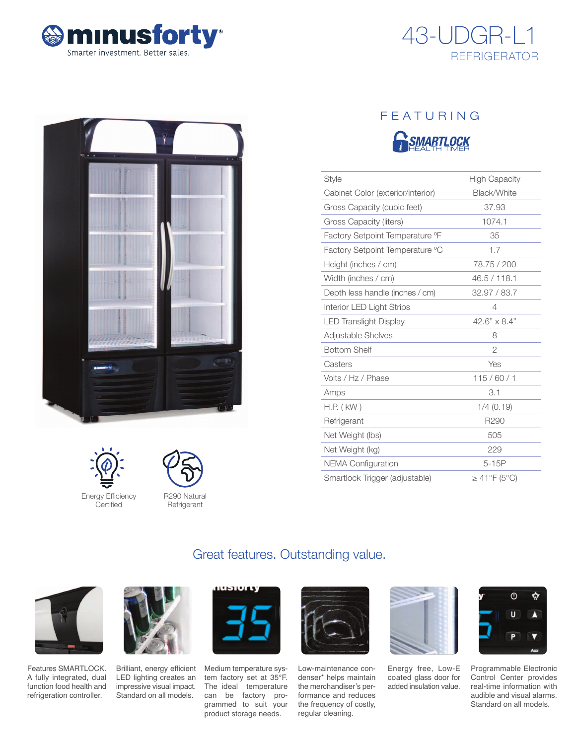minusforty®
Smarter investment. Better sales.

# 43-UDGR-L1

## REFRIGERATOR

FEATURING

SMARTLOCK HEALTH TIMER

| Style | High Capacity |
|---|---|
| Cabinet Color (exterior/interior) | Black/White |
| Gross Capacity (cubic feet) | 37.93 |
| Gross Capacity (liters) | 1074.1 |
| Factory Setpoint Temperature °F | 35 |
| Factory Setpoint Temperature °C | 1.7 |
| Height (inches / cm) | 78.75 / 200 |
| Width (inches / cm) | 46.5 / 118.1 |
| Depth less handle (inches / cm) | 32.97 / 83.7 |
| Interior LED Light Strips | 4 |
| LED Translight Display | 42.6" x 8.4" |
| Adjustable Shelves | 8 |
| Bottom Shelf | 2 |
| Casters | Yes |
| Volts / Hz / Phase | 115 / 60 / 1 |
| Amps | 3.1 |
| H.P. ( kW ) | 1/4 (0.19) |
| Refrigerant | R290 |
| Net Weight (lbs) | 505 |
| Net Weight (kg) | 229 |
| NEMA Configuration | 5-15P |
| Smartlock Trigger (adjustable) | ≥ 41°F (5°C) |

Energy Efficiency Certified

R290 Natural Refrigerant

## Great features. Outstanding value.

Features SMARTLOCK. A fully integrated, dual function food health and refrigeration controller.

Brilliant, energy efficient LED lighting creates an impressive visual impact. Standard on all models.

Medium temperature system factory set at 35°F. The ideal temperature can be factory programmed to suit your product storage needs.

Low-maintenance condenser* helps maintain the merchandiser's performance and reduces the frequency of costly, regular cleaning.

Energy free, Low-E coated glass door for added insulation value.

Programmable Electronic Control Center provides real-time information with audible and visual alarms. Standard on all models.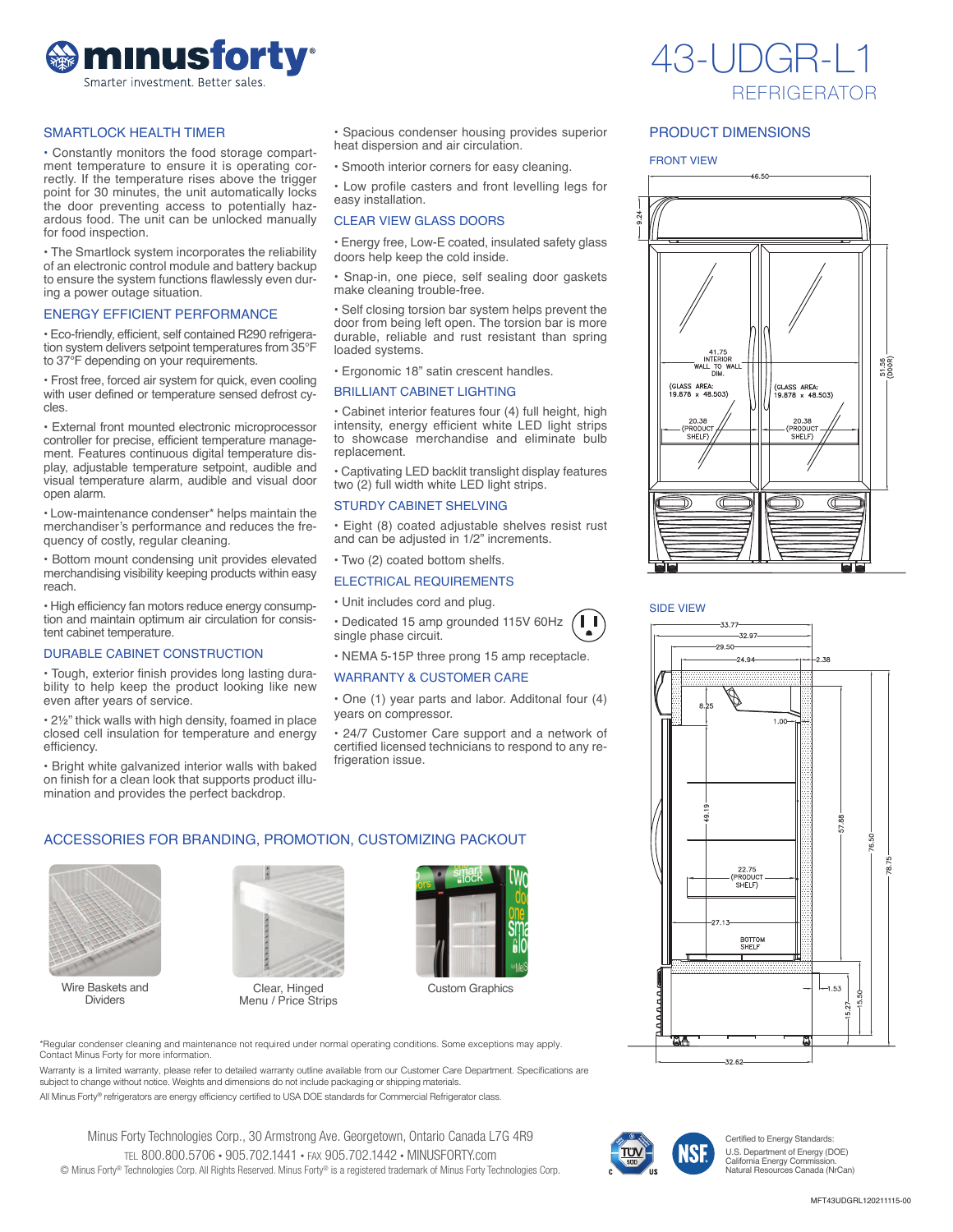# 43-UDGR-L1

## REFRIGERATOR

## SMARTLOCK HEALTH TIMER

• Constantly monitors the food storage compartment temperature to ensure it is operating correctly. If the temperature rises above the trigger point for 30 minutes, the unit automatically locks the door preventing access to potentially hazardous food. The unit can be unlocked manually for food inspection.

• The Smartlock system incorporates the reliability of an electronic control module and battery backup to ensure the system functions flawlessly even during a power outage situation.

## ENERGY EFFICIENT PERFORMANCE

• Eco-friendly, efficient, self contained R290 refrigeration system delivers setpoint temperatures from 35°F to 37°F depending on your requirements.

• Frost free, forced air system for quick, even cooling with user defined or temperature sensed defrost cycles.

• External front mounted electronic microprocessor controller for precise, efficient temperature management. Features continuous digital temperature display, adjustable temperature setpoint, audible and visual temperature alarm, audible and visual door open alarm.

• Low-maintenance condenser* helps maintain the merchandiser's performance and reduces the frequency of costly, regular cleaning.

• Bottom mount condensing unit provides elevated merchandising visibility keeping products within easy reach.

• High efficiency fan motors reduce energy consumption and maintain optimum air circulation for consistent cabinet temperature.

## DURABLE CABINET CONSTRUCTION

• Tough, exterior finish provides long lasting durability to help keep the product looking like new even after years of service.

• 2½" thick walls with high density, foamed in place closed cell insulation for temperature and energy efficiency.

• Bright white galvanized interior walls with baked on finish for a clean look that supports product illumination and provides the perfect backdrop.

• Spacious condenser housing provides superior heat dispersion and air circulation.

• Smooth interior corners for easy cleaning.

• Low profile casters and front levelling legs for easy installation.

## CLEAR VIEW GLASS DOORS

• Energy free, Low-E coated, insulated safety glass doors help keep the cold inside.

• Snap-in, one piece, self sealing door gaskets make cleaning trouble-free.

• Self closing torsion bar system helps prevent the door from being left open. The torsion bar is more durable, reliable and rust resistant than spring loaded systems.

• Ergonomic 18" satin crescent handles.

## BRILLIANT CABINET LIGHTING

• Cabinet interior features four (4) full height, high intensity, energy efficient white LED light strips to showcase merchandise and eliminate bulb replacement.

• Captivating LED backlit translight display features two (2) full width white LED light strips.

## STURDY CABINET SHELVING

• Eight (8) coated adjustable shelves resist rust and can be adjusted in 1/2" increments.

• Two (2) coated bottom shelfs.

## ELECTRICAL REQUIREMENTS

• Unit includes cord and plug.

• Dedicated 15 amp grounded 115V 60Hz single phase circuit.

• NEMA 5-15P three prong 15 amp receptacle.

## WARRANTY & CUSTOMER CARE

• One (1) year parts and labor. Additonal four (4) years on compressor.

• 24/7 Customer Care support and a network of certified licensed technicians to respond to any refrigeration issue.

## PRODUCT DIMENSIONS

### FRONT VIEW

46.50
9.24
41.75 INTERIOR WALL TO WALL DIM.
(GLASS AREA: 19.878 x 48.503)
(GLASS AREA: 19.878 x 48.503)
20.38 (PRODUCT SHELF)
20.38 (PRODUCT SHELF)
51.56 (DOOR)

### SIDE VIEW

33.77
32.97
29.50
24.94
2.38
8.25
1.00
49.19
57.88
76.50
78.75
22.75 (PRODUCT SHELF)
27.13
BOTTOM SHELF
1.53
15.27
15.50
32.62

## ACCESSORIES FOR BRANDING, PROMOTION, CUSTOMIZING PACKOUT

Wire Baskets and Dividers

Clear, Hinged Menu / Price Strips

Custom Graphics

*Regular condenser cleaning and maintenance not required under normal operating conditions. Some exceptions may apply. Contact Minus Forty for more information.

Warranty is a limited warranty, please refer to detailed warranty outline available from our Customer Care Department. Specifications are subject to change without notice. Weights and dimensions do not include packaging or shipping materials.

All Minus Forty® refrigerators are energy efficiency certified to USA DOE standards for Commercial Refrigerator class.

Minus Forty Technologies Corp., 30 Armstrong Ave. Georgetown, Ontario Canada L7G 4R9
TEL 800.800.5706 • 905.702.1441 • FAX 905.702.1442 • MINUSFORTY.com
© Minus Forty® Technologies Corp. All Rights Reserved. Minus Forty® is a registered trademark of Minus Forty Technologies Corp.

Certified to Energy Standards:
U.S. Department of Energy (DOE)
California Energy Commission.
Natural Resources Canada (NrCan)

MFT43UDGRL120211115-00